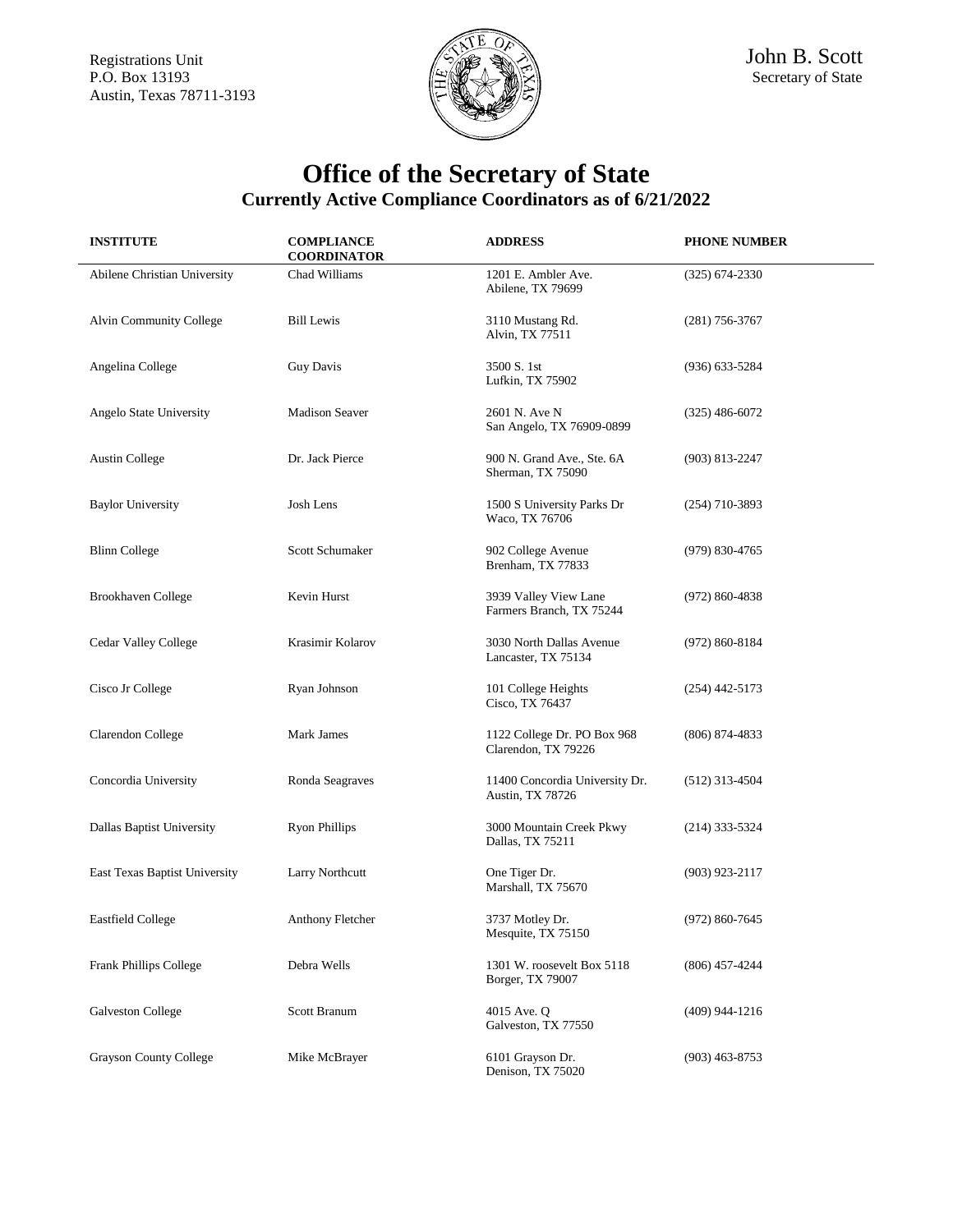Registrations Unit
P.O. Box 13193
Austin, Texas 78711-3193

John B. Scott
Secretary of State

# Office of the Secretary of State

## Currently Active Compliance Coordinators as of 6/21/2022

| INSTITUTE | COMPLIANCE COORDINATOR | ADDRESS | PHONE NUMBER |
|---|---|---|---|
| Abilene Christian University | Chad Williams | 1201 E. Ambler Ave. Abilene, TX 79699 | (325) 674-2330 |
| Alvin Community College | Bill Lewis | 3110 Mustang Rd. Alvin, TX 77511 | (281) 756-3767 |
| Angelina College | Guy Davis | 3500 S. 1st Lufkin, TX 75902 | (936) 633-5284 |
| Angelo State University | Madison Seaver | 2601 N. Ave N San Angelo, TX 76909-0899 | (325) 486-6072 |
| Austin College | Dr. Jack Pierce | 900 N. Grand Ave., Ste. 6A Sherman, TX 75090 | (903) 813-2247 |
| Baylor University | Josh Lens | 1500 S University Parks Dr Waco, TX 76706 | (254) 710-3893 |
| Blinn College | Scott Schumaker | 902 College Avenue Brenham, TX 77833 | (979) 830-4765 |
| Brookhaven College | Kevin Hurst | 3939 Valley View Lane Farmers Branch, TX 75244 | (972) 860-4838 |
| Cedar Valley College | Krasimir Kolarov | 3030 North Dallas Avenue Lancaster, TX 75134 | (972) 860-8184 |
| Cisco Jr College | Ryan Johnson | 101 College Heights Cisco, TX 76437 | (254) 442-5173 |
| Clarendon College | Mark James | 1122 College Dr. PO Box 968 Clarendon, TX 79226 | (806) 874-4833 |
| Concordia University | Ronda Seagraves | 11400 Concordia University Dr. Austin, TX 78726 | (512) 313-4504 |
| Dallas Baptist University | Ryon Phillips | 3000 Mountain Creek Pkwy Dallas, TX 75211 | (214) 333-5324 |
| East Texas Baptist University | Larry Northcutt | One Tiger Dr. Marshall, TX 75670 | (903) 923-2117 |
| Eastfield College | Anthony Fletcher | 3737 Motley Dr. Mesquite, TX 75150 | (972) 860-7645 |
| Frank Phillips College | Debra Wells | 1301 W. roosevelt Box 5118 Borger, TX 79007 | (806) 457-4244 |
| Galveston College | Scott Branum | 4015 Ave. Q Galveston, TX 77550 | (409) 944-1216 |
| Grayson County College | Mike McBrayer | 6101 Grayson Dr. Denison, TX 75020 | (903) 463-8753 |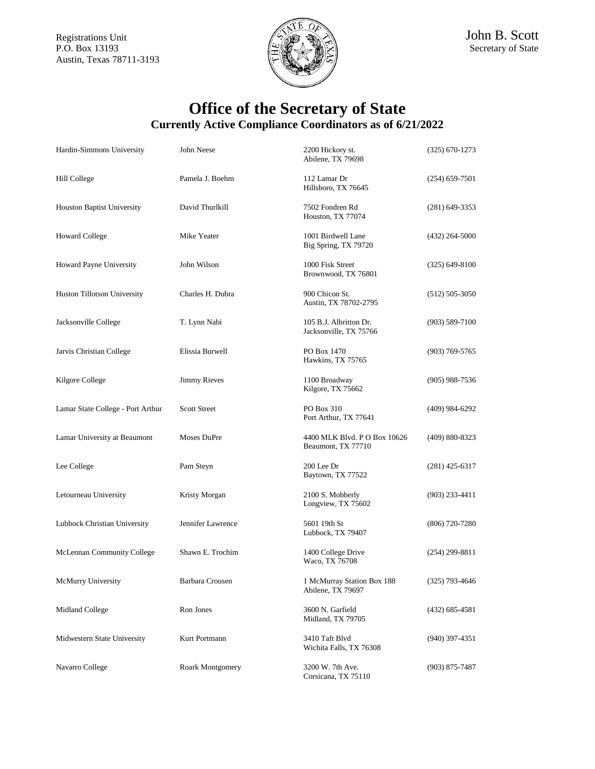Registrations Unit
P.O. Box 13193
Austin, Texas 78711-3193

John B. Scott
Secretary of State

# Office of the Secretary of State

## Currently Active Compliance Coordinators as of 6/21/2022

| | | | |
|---|---|---|---|
| Hardin-Simmons University | John Neese | 2200 Hickory st.<br>Abilene, TX 79698 | (325) 670-1273 |
| Hill College | Pamela J. Boehm | 112 Lamar Dr<br>Hillsboro, TX 76645 | (254) 659-7501 |
| Houston Baptist University | David Thurlkill | 7502 Fondren Rd<br>Houston, TX 77074 | (281) 649-3353 |
| Howard College | Mike Yeater | 1001 Birdwell Lane<br>Big Spring, TX 79720 | (432) 264-5000 |
| Howard Payne University | John Wilson | 1000 Fisk Street<br>Brownwood, TX 76801 | (325) 649-8100 |
| Huston Tillotson University | Charles H. Dubra | 900 Chicon St.<br>Austin, TX 78702-2795 | (512) 505-3050 |
| Jacksonville College | T. Lynn Nabi | 105 B.J. Albritton Dr.<br>Jacksonville, TX 75766 | (903) 589-7100 |
| Jarvis Christian College | Elissia Burwell | PO Box 1470<br>Hawkins, TX 75765 | (903) 769-5765 |
| Kilgore College | Jimmy Rieves | 1100 Broadway<br>Kilgore, TX 75662 | (905) 988-7536 |
| Lamar State College - Port Arthur | Scott Street | PO Box 310<br>Port Arthur, TX 77641 | (409) 984-6292 |
| Lamar University at Beaumont | Moses DuPre | 4400 MLK Blvd. P O Box 10626<br>Beaumont, TX 77710 | (409) 880-8323 |
| Lee College | Pam Steyn | 200 Lee Dr<br>Baytown, TX 77522 | (281) 425-6317 |
| Letourneau University | Kristy Morgan | 2100 S. Mobberly<br>Longview, TX 75602 | (903) 233-4411 |
| Lubbock Christian University | Jennifer Lawrence | 5601 19th St<br>Lubbock, TX 79407 | (806) 720-7280 |
| McLennan Community College | Shawn E. Trochim | 1400 College Drive<br>Waco, TX 76708 | (254) 299-8811 |
| McMurry University | Barbara Crousen | 1 McMurray Station Box 188<br>Abilene, TX 79697 | (325) 793-4646 |
| Midland College | Ron Jones | 3600 N. Garfield<br>Midland, TX 79705 | (432) 685-4581 |
| Midwestern State University | Kurt Portmann | 3410 Taft Blvd<br>Wichita Falls, TX 76308 | (940) 397-4351 |
| Navarro College | Roark Montgomery | 3200 W. 7th Ave.<br>Corsicana, TX 75110 | (903) 875-7487 |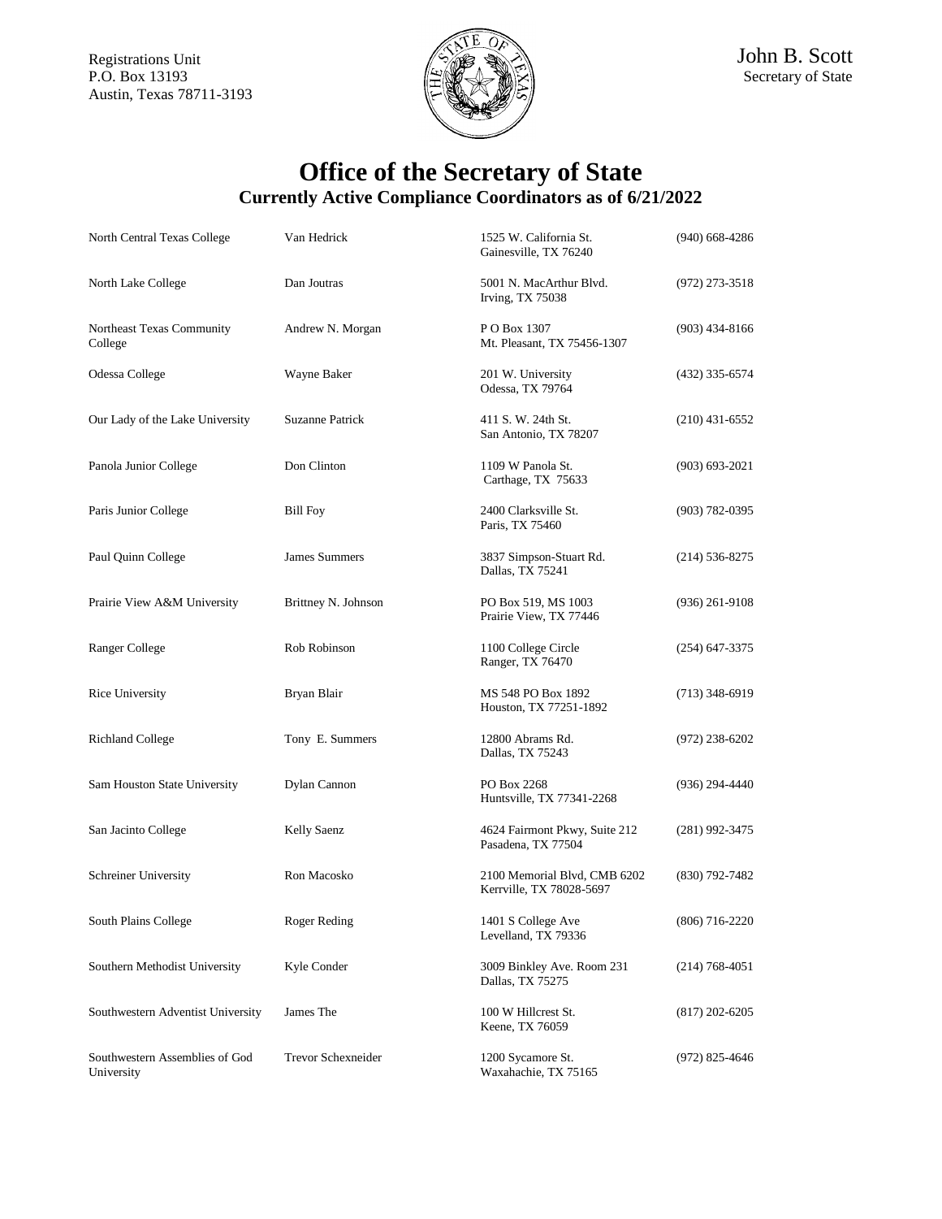Registrations Unit
P.O. Box 13193
Austin, Texas 78711-3193

John B. Scott
Secretary of State

# Office of the Secretary of State

## Currently Active Compliance Coordinators as of 6/21/2022

| Institution | Coordinator | Address | Phone |
|---|---|---|---|
| North Central Texas College | Van Hedrick | 1525 W. California St.<br>Gainesville, TX 76240 | (940) 668-4286 |
| North Lake College | Dan Joutras | 5001 N. MacArthur Blvd.<br>Irving, TX 75038 | (972) 273-3518 |
| Northeast Texas Community College | Andrew N. Morgan | P O Box 1307<br>Mt. Pleasant, TX 75456-1307 | (903) 434-8166 |
| Odessa College | Wayne Baker | 201 W. University<br>Odessa, TX 79764 | (432) 335-6574 |
| Our Lady of the Lake University | Suzanne Patrick | 411 S. W. 24th St.<br>San Antonio, TX 78207 | (210) 431-6552 |
| Panola Junior College | Don Clinton | 1109 W Panola St.<br>Carthage, TX 75633 | (903) 693-2021 |
| Paris Junior College | Bill Foy | 2400 Clarksville St.<br>Paris, TX 75460 | (903) 782-0395 |
| Paul Quinn College | James Summers | 3837 Simpson-Stuart Rd.<br>Dallas, TX 75241 | (214) 536-8275 |
| Prairie View A&M University | Brittney N. Johnson | PO Box 519, MS 1003<br>Prairie View, TX 77446 | (936) 261-9108 |
| Ranger College | Rob Robinson | 1100 College Circle<br>Ranger, TX 76470 | (254) 647-3375 |
| Rice University | Bryan Blair | MS 548 PO Box 1892<br>Houston, TX 77251-1892 | (713) 348-6919 |
| Richland College | Tony E. Summers | 12800 Abrams Rd.<br>Dallas, TX 75243 | (972) 238-6202 |
| Sam Houston State University | Dylan Cannon | PO Box 2268<br>Huntsville, TX 77341-2268 | (936) 294-4440 |
| San Jacinto College | Kelly Saenz | 4624 Fairmont Pkwy, Suite 212<br>Pasadena, TX 77504 | (281) 992-3475 |
| Schreiner University | Ron Macosko | 2100 Memorial Blvd, CMB 6202<br>Kerrville, TX 78028-5697 | (830) 792-7482 |
| South Plains College | Roger Reding | 1401 S College Ave<br>Levelland, TX 79336 | (806) 716-2220 |
| Southern Methodist University | Kyle Conder | 3009 Binkley Ave. Room 231<br>Dallas, TX 75275 | (214) 768-4051 |
| Southwestern Adventist University | James The | 100 W Hillcrest St.<br>Keene, TX 76059 | (817) 202-6205 |
| Southwestern Assemblies of God University | Trevor Schexneider | 1200 Sycamore St.<br>Waxahachie, TX 75165 | (972) 825-4646 |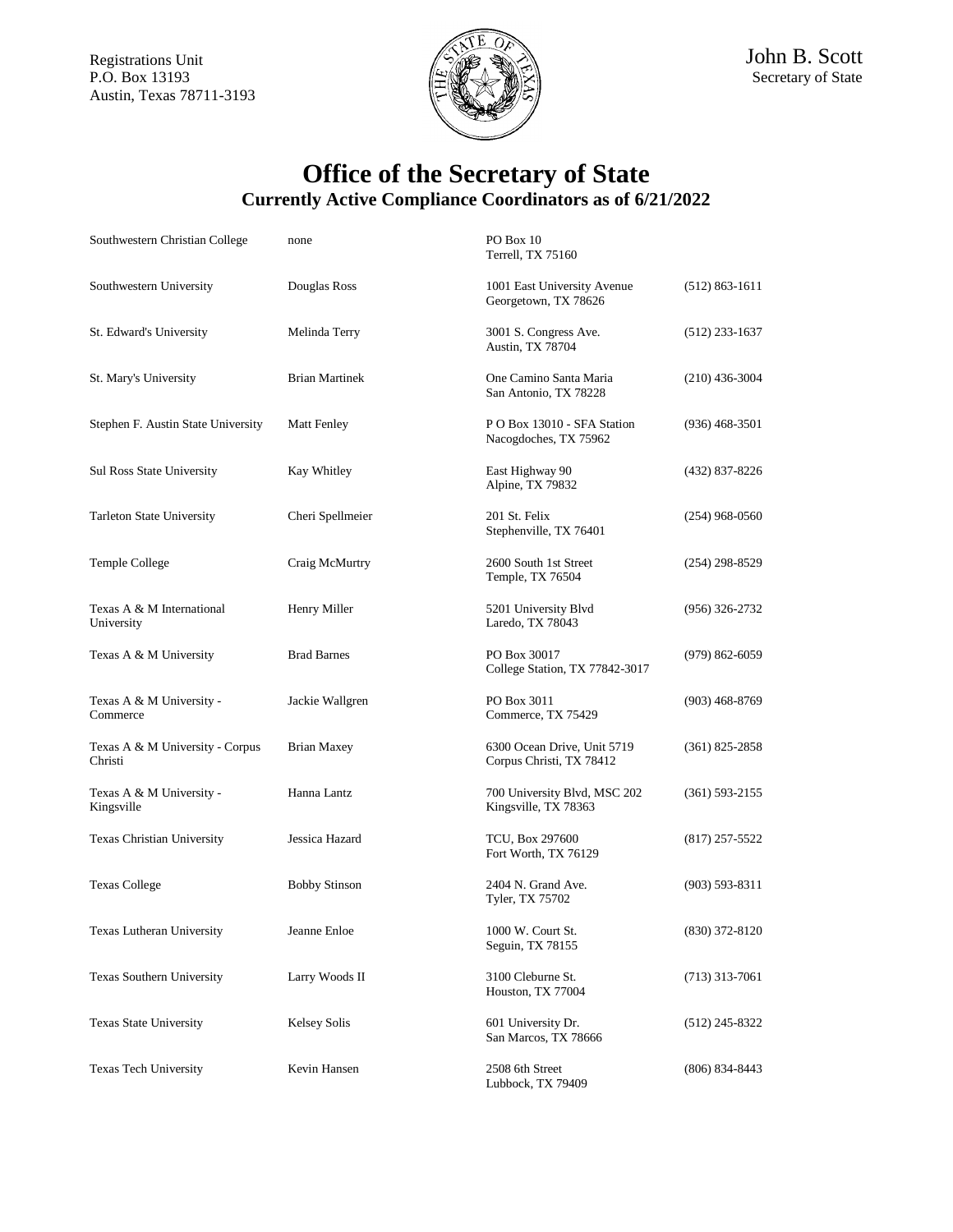Registrations Unit
P.O. Box 13193
Austin, Texas 78711-3193

John B. Scott
Secretary of State

# Office of the Secretary of State

## Currently Active Compliance Coordinators as of 6/21/2022

| Institution | Coordinator | Address | Phone |
|---|---|---|---|
| Southwestern Christian College | none | PO Box 10<br>Terrell, TX 75160 | |
| Southwestern University | Douglas Ross | 1001 East University Avenue<br>Georgetown, TX 78626 | (512) 863-1611 |
| St. Edward's University | Melinda Terry | 3001 S. Congress Ave.<br>Austin, TX 78704 | (512) 233-1637 |
| St. Mary's University | Brian Martinek | One Camino Santa Maria<br>San Antonio, TX 78228 | (210) 436-3004 |
| Stephen F. Austin State University | Matt Fenley | P O Box 13010 - SFA Station<br>Nacogdoches, TX 75962 | (936) 468-3501 |
| Sul Ross State University | Kay Whitley | East Highway 90<br>Alpine, TX 79832 | (432) 837-8226 |
| Tarleton State University | Cheri Spellmeier | 201 St. Felix<br>Stephenville, TX 76401 | (254) 968-0560 |
| Temple College | Craig McMurtry | 2600 South 1st Street<br>Temple, TX 76504 | (254) 298-8529 |
| Texas A & M International University | Henry Miller | 5201 University Blvd<br>Laredo, TX 78043 | (956) 326-2732 |
| Texas A & M University | Brad Barnes | PO Box 30017<br>College Station, TX 77842-3017 | (979) 862-6059 |
| Texas A & M University - Commerce | Jackie Wallgren | PO Box 3011<br>Commerce, TX 75429 | (903) 468-8769 |
| Texas A & M University - Corpus Christi | Brian Maxey | 6300 Ocean Drive, Unit 5719<br>Corpus Christi, TX 78412 | (361) 825-2858 |
| Texas A & M University - Kingsville | Hanna Lantz | 700 University Blvd, MSC 202<br>Kingsville, TX 78363 | (361) 593-2155 |
| Texas Christian University | Jessica Hazard | TCU, Box 297600<br>Fort Worth, TX 76129 | (817) 257-5522 |
| Texas College | Bobby Stinson | 2404 N. Grand Ave.<br>Tyler, TX 75702 | (903) 593-8311 |
| Texas Lutheran University | Jeanne Enloe | 1000 W. Court St.<br>Seguin, TX 78155 | (830) 372-8120 |
| Texas Southern University | Larry Woods II | 3100 Cleburne St.<br>Houston, TX 77004 | (713) 313-7061 |
| Texas State University | Kelsey Solis | 601 University Dr.<br>San Marcos, TX 78666 | (512) 245-8322 |
| Texas Tech University | Kevin Hansen | 2508 6th Street<br>Lubbock, TX 79409 | (806) 834-8443 |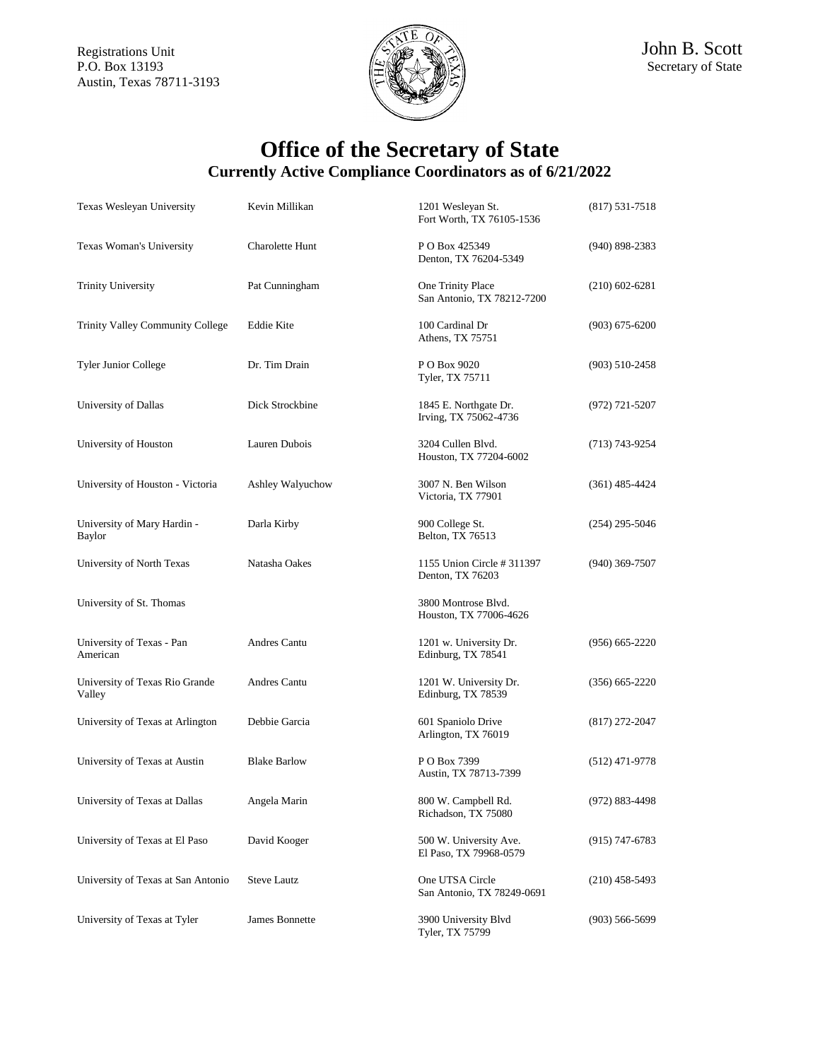Registrations Unit
P.O. Box 13193
Austin, Texas 78711-3193

John B. Scott
Secretary of State

# Office of the Secretary of State

## Currently Active Compliance Coordinators as of 6/21/2022

| | | | |
|---|---|---|---|
| Texas Wesleyan University | Kevin Millikan | 1201 Wesleyan St.<br>Fort Worth, TX 76105-1536 | (817) 531-7518 |
| Texas Woman's University | Charolette Hunt | P O Box 425349<br>Denton, TX 76204-5349 | (940) 898-2383 |
| Trinity University | Pat Cunningham | One Trinity Place<br>San Antonio, TX 78212-7200 | (210) 602-6281 |
| Trinity Valley Community College | Eddie Kite | 100 Cardinal Dr<br>Athens, TX 75751 | (903) 675-6200 |
| Tyler Junior College | Dr. Tim Drain | P O Box 9020<br>Tyler, TX 75711 | (903) 510-2458 |
| University of Dallas | Dick Strockbine | 1845 E. Northgate Dr.<br>Irving, TX 75062-4736 | (972) 721-5207 |
| University of Houston | Lauren Dubois | 3204 Cullen Blvd.<br>Houston, TX 77204-6002 | (713) 743-9254 |
| University of Houston - Victoria | Ashley Walyuchow | 3007 N. Ben Wilson<br>Victoria, TX 77901 | (361) 485-4424 |
| University of Mary Hardin - Baylor | Darla Kirby | 900 College St.<br>Belton, TX 76513 | (254) 295-5046 |
| University of North Texas | Natasha Oakes | 1155 Union Circle # 311397<br>Denton, TX 76203 | (940) 369-7507 |
| University of St. Thomas | | 3800 Montrose Blvd.<br>Houston, TX 77006-4626 | |
| University of Texas - Pan American | Andres Cantu | 1201 w. University Dr.<br>Edinburg, TX 78541 | (956) 665-2220 |
| University of Texas Rio Grande Valley | Andres Cantu | 1201 W. University Dr.<br>Edinburg, TX 78539 | (356) 665-2220 |
| University of Texas at Arlington | Debbie Garcia | 601 Spaniolo Drive<br>Arlington, TX 76019 | (817) 272-2047 |
| University of Texas at Austin | Blake Barlow | P O Box 7399<br>Austin, TX 78713-7399 | (512) 471-9778 |
| University of Texas at Dallas | Angela Marin | 800 W. Campbell Rd.<br>Richadson, TX 75080 | (972) 883-4498 |
| University of Texas at El Paso | David Kooger | 500 W. University Ave.<br>El Paso, TX 79968-0579 | (915) 747-6783 |
| University of Texas at San Antonio | Steve Lautz | One UTSA Circle<br>San Antonio, TX 78249-0691 | (210) 458-5493 |
| University of Texas at Tyler | James Bonnette | 3900 University Blvd<br>Tyler, TX 75799 | (903) 566-5699 |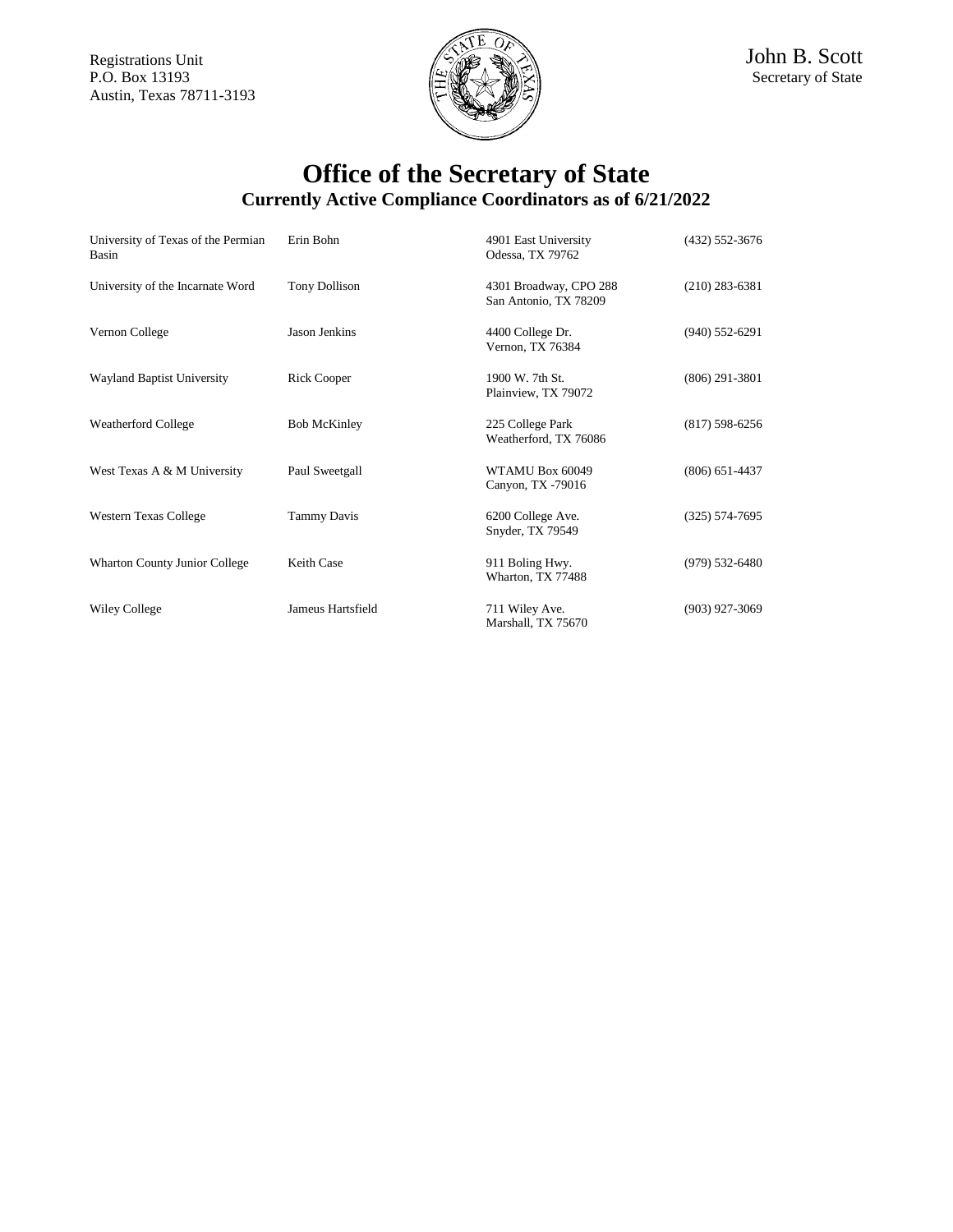Registrations Unit
P.O. Box 13193
Austin, Texas 78711-3193

John B. Scott
Secretary of State

# Office of the Secretary of State

## Currently Active Compliance Coordinators as of 6/21/2022

| | | | |
|---|---|---|---|
| University of Texas of the Permian Basin | Erin Bohn | 4901 East University<br>Odessa, TX 79762 | (432) 552-3676 |
| University of the Incarnate Word | Tony Dollison | 4301 Broadway, CPO 288<br>San Antonio, TX 78209 | (210) 283-6381 |
| Vernon College | Jason Jenkins | 4400 College Dr.<br>Vernon, TX 76384 | (940) 552-6291 |
| Wayland Baptist University | Rick Cooper | 1900 W. 7th St.<br>Plainview, TX 79072 | (806) 291-3801 |
| Weatherford College | Bob McKinley | 225 College Park<br>Weatherford, TX 76086 | (817) 598-6256 |
| West Texas A & M University | Paul Sweetgall | WTAMU Box 60049<br>Canyon, TX -79016 | (806) 651-4437 |
| Western Texas College | Tammy Davis | 6200 College Ave.<br>Snyder, TX 79549 | (325) 574-7695 |
| Wharton County Junior College | Keith Case | 911 Boling Hwy.<br>Wharton, TX 77488 | (979) 532-6480 |
| Wiley College | Jameus Hartsfield | 711 Wiley Ave.<br>Marshall, TX 75670 | (903) 927-3069 |